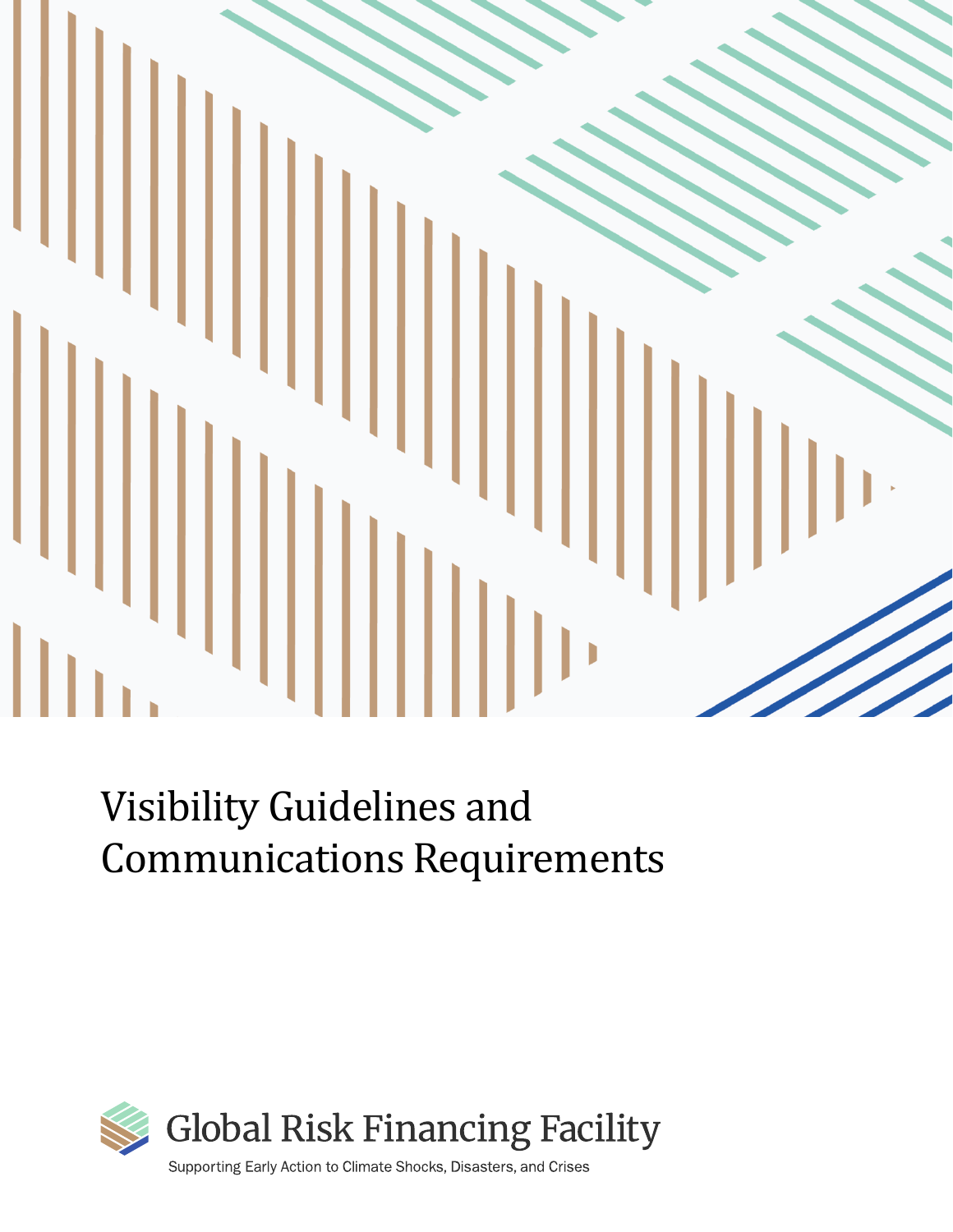# Visibility Guidelines and Communications Requirements

Global Risk Financing Facility

Supporting Early Action to Climate Shocks, Disasters, and Crises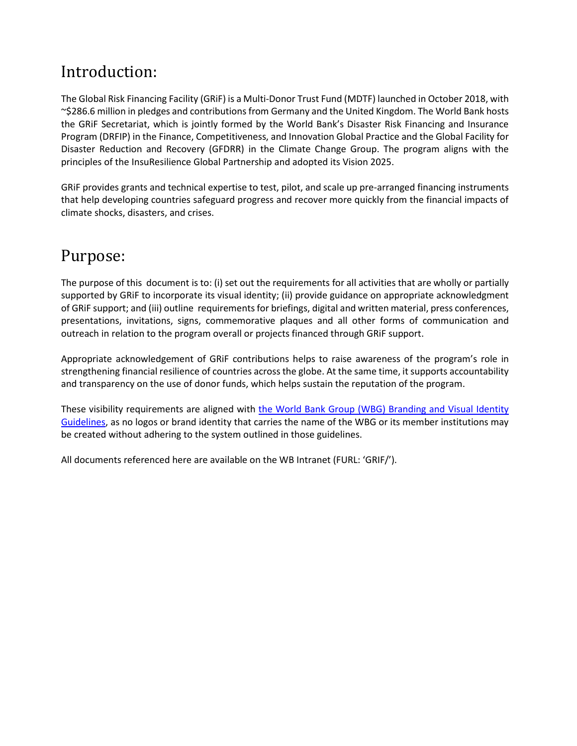## Introduction:

The Global Risk Financing Facility (GRiF) is a Multi-Donor Trust Fund (MDTF) launched in October 2018, with ~$286.6 million in pledges and contributions from Germany and the United Kingdom. The World Bank hosts the GRiF Secretariat, which is jointly formed by the World Bank's Disaster Risk Financing and Insurance Program (DRFIP) in the Finance, Competitiveness, and Innovation Global Practice and the Global Facility for Disaster Reduction and Recovery (GFDRR) in the Climate Change Group. The program aligns with the principles of the InsuResilience Global Partnership and adopted its Vision 2025.

GRiF provides grants and technical expertise to test, pilot, and scale up pre-arranged financing instruments that help developing countries safeguard progress and recover more quickly from the financial impacts of climate shocks, disasters, and crises.

## Purpose:

The purpose of this document is to: (i) set out the requirements for all activities that are wholly or partially supported by GRiF to incorporate its visual identity; (ii) provide guidance on appropriate acknowledgment of GRiF support; and (iii) outline requirements for briefings, digital and written material, press conferences, presentations, invitations, signs, commemorative plaques and all other forms of communication and outreach in relation to the program overall or projects financed through GRiF support.

Appropriate acknowledgement of GRiF contributions helps to raise awareness of the program's role in strengthening financial resilience of countries across the globe. At the same time, it supports accountability and transparency on the use of donor funds, which helps sustain the reputation of the program.

These visibility requirements are aligned with the World Bank Group (WBG) Branding and Visual Identity Guidelines, as no logos or brand identity that carries the name of the WBG or its member institutions may be created without adhering to the system outlined in those guidelines.

All documents referenced here are available on the WB Intranet (FURL: 'GRIF/').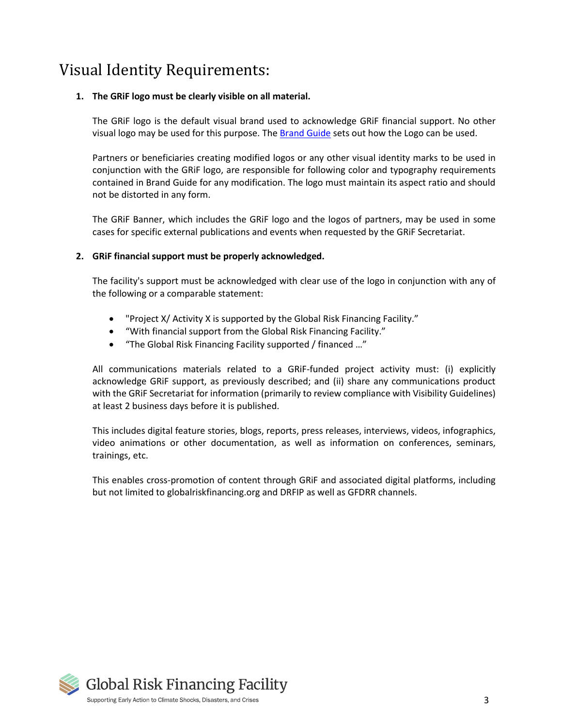# Visual Identity Requirements:

1. **The GRiF logo must be clearly visible on all material.**

   The GRiF logo is the default visual brand used to acknowledge GRiF financial support. No other visual logo may be used for this purpose. The Brand Guide sets out how the Logo can be used.

   Partners or beneficiaries creating modified logos or any other visual identity marks to be used in conjunction with the GRiF logo, are responsible for following color and typography requirements contained in Brand Guide for any modification. The logo must maintain its aspect ratio and should not be distorted in any form.

   The GRiF Banner, which includes the GRiF logo and the logos of partners, may be used in some cases for specific external publications and events when requested by the GRiF Secretariat.

2. **GRiF financial support must be properly acknowledged.**

   The facility's support must be acknowledged with clear use of the logo in conjunction with any of the following or a comparable statement:

   - "Project X/ Activity X is supported by the Global Risk Financing Facility."
   - "With financial support from the Global Risk Financing Facility."
   - "The Global Risk Financing Facility supported / financed …"

   All communications materials related to a GRiF-funded project activity must: (i) explicitly acknowledge GRiF support, as previously described; and (ii) share any communications product with the GRiF Secretariat for information (primarily to review compliance with Visibility Guidelines) at least 2 business days before it is published.

   This includes digital feature stories, blogs, reports, press releases, interviews, videos, infographics, video animations or other documentation, as well as information on conferences, seminars, trainings, etc.

   This enables cross-promotion of content through GRiF and associated digital platforms, including but not limited to globalriskfinancing.org and DRFIP as well as GFDRR channels.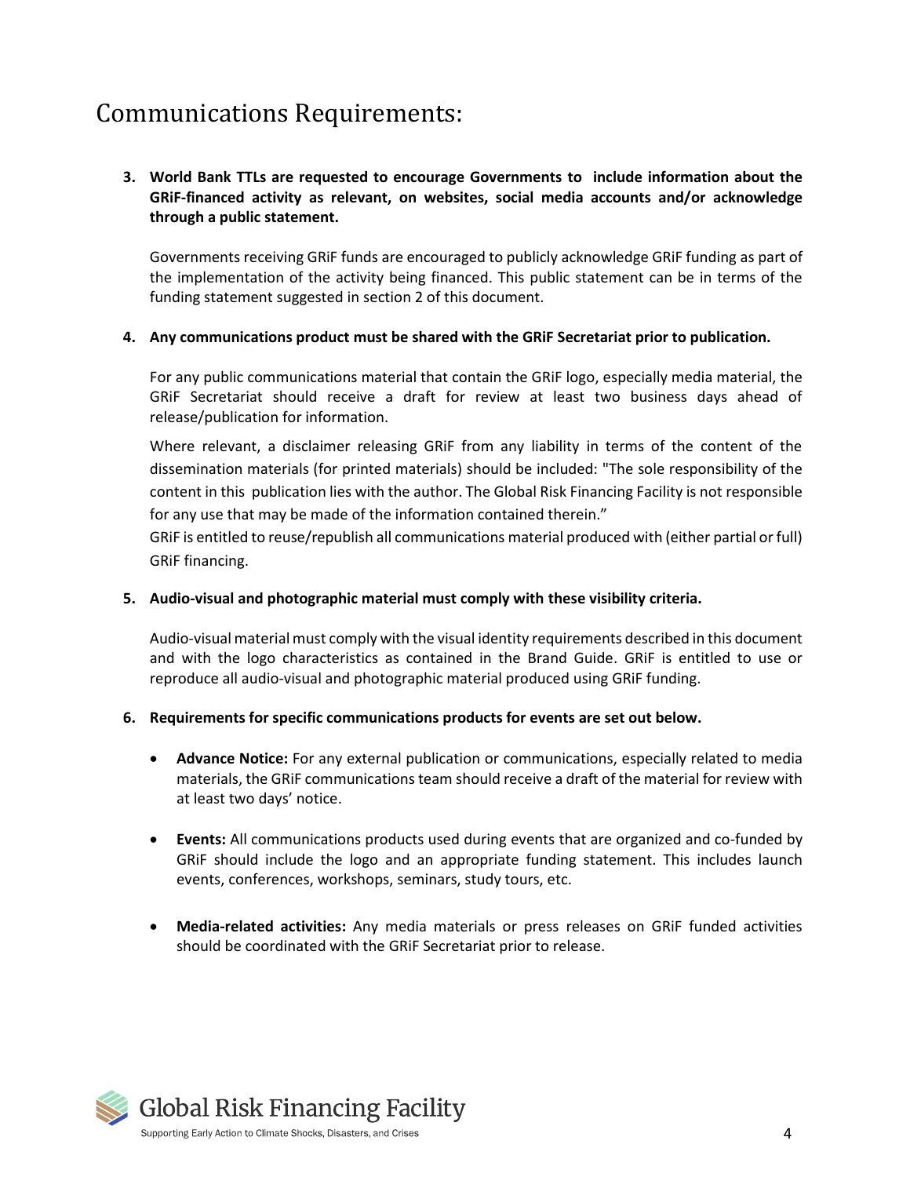# Communications Requirements:

3. **World Bank TTLs are requested to encourage Governments to include information about the GRiF-financed activity as relevant, on websites, social media accounts and/or acknowledge through a public statement.**

   Governments receiving GRiF funds are encouraged to publicly acknowledge GRiF funding as part of the implementation of the activity being financed. This public statement can be in terms of the funding statement suggested in section 2 of this document.

4. **Any communications product must be shared with the GRiF Secretariat prior to publication.**

   For any public communications material that contain the GRiF logo, especially media material, the GRiF Secretariat should receive a draft for review at least two business days ahead of release/publication for information.

   Where relevant, a disclaimer releasing GRiF from any liability in terms of the content of the dissemination materials (for printed materials) should be included: "The sole responsibility of the content in this publication lies with the author. The Global Risk Financing Facility is not responsible for any use that may be made of the information contained therein."

   GRiF is entitled to reuse/republish all communications material produced with (either partial or full) GRiF financing.

5. **Audio-visual and photographic material must comply with these visibility criteria.**

   Audio-visual material must comply with the visual identity requirements described in this document and with the logo characteristics as contained in the Brand Guide. GRiF is entitled to use or reproduce all audio-visual and photographic material produced using GRiF funding.

6. **Requirements for specific communications products for events are set out below.**

   - **Advance Notice:** For any external publication or communications, especially related to media materials, the GRiF communications team should receive a draft of the material for review with at least two days' notice.

   - **Events:** All communications products used during events that are organized and co-funded by GRiF should include the logo and an appropriate funding statement. This includes launch events, conferences, workshops, seminars, study tours, etc.

   - **Media-related activities:** Any media materials or press releases on GRiF funded activities should be coordinated with the GRiF Secretariat prior to release.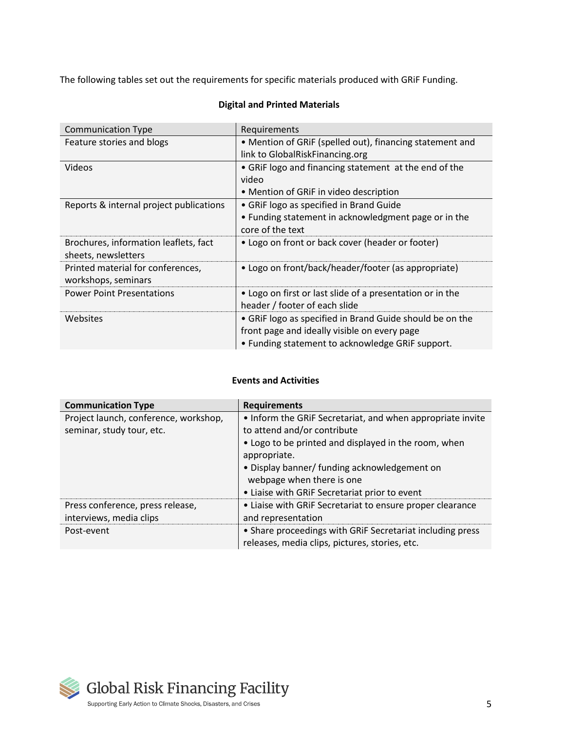The following tables set out the requirements for specific materials produced with GRiF Funding.

**Digital and Printed Materials**

| Communication Type | Requirements |
|---|---|
| Feature stories and blogs | • Mention of GRiF (spelled out), financing statement and link to GlobalRiskFinancing.org |
| Videos | • GRiF logo and financing statement at the end of the video<br>• Mention of GRiF in video description |
| Reports & internal project publications | • GRiF logo as specified in Brand Guide<br>• Funding statement in acknowledgment page or in the core of the text |
| Brochures, information leaflets, fact sheets, newsletters | • Logo on front or back cover (header or footer) |
| Printed material for conferences, workshops, seminars | • Logo on front/back/header/footer (as appropriate) |
| Power Point Presentations | • Logo on first or last slide of a presentation or in the header / footer of each slide |
| Websites | • GRiF logo as specified in Brand Guide should be on the front page and ideally visible on every page<br>• Funding statement to acknowledge GRiF support. |

**Events and Activities**

| **Communication Type** | **Requirements** |
|---|---|
| Project launch, conference, workshop, seminar, study tour, etc. | • Inform the GRiF Secretariat, and when appropriate invite to attend and/or contribute<br>• Logo to be printed and displayed in the room, when appropriate.<br>• Display banner/ funding acknowledgement on webpage when there is one<br>• Liaise with GRiF Secretariat prior to event |
| Press conference, press release, interviews, media clips | • Liaise with GRiF Secretariat to ensure proper clearance and representation |
| Post-event | • Share proceedings with GRiF Secretariat including press releases, media clips, pictures, stories, etc. |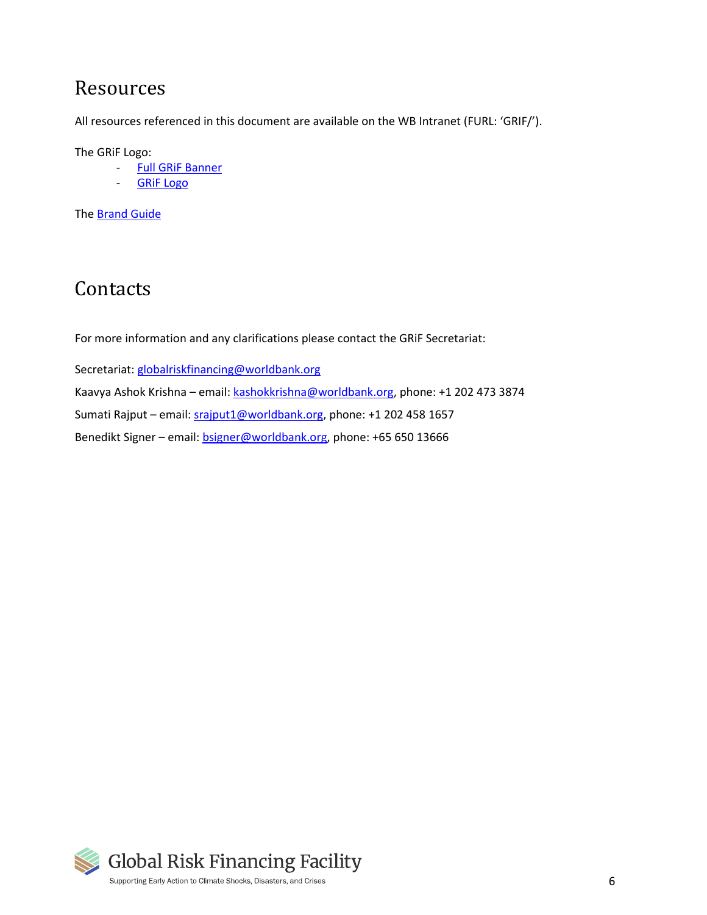## Resources

All resources referenced in this document are available on the WB Intranet (FURL: 'GRIF/').

The GRiF Logo:

- Full GRiF Banner
- GRiF Logo

The Brand Guide

## Contacts

For more information and any clarifications please contact the GRiF Secretariat:

Secretariat: globalriskfinancing@worldbank.org

Kaavya Ashok Krishna – email: kashokkrishna@worldbank.org, phone: +1 202 473 3874

Sumati Rajput – email: srajput1@worldbank.org, phone: +1 202 458 1657

Benedikt Signer – email: bsigner@worldbank.org, phone: +65 650 13666